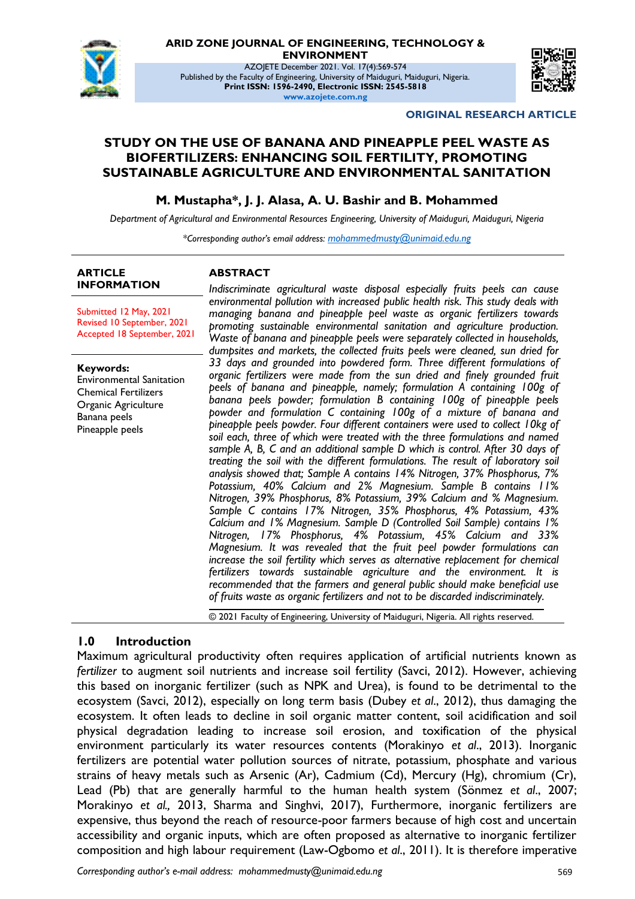ARID ZONE JOURNAL OF ENGINEERING, TECHNOLOGY & ENVIRONMENT

AZOJETE December 2021. Vol. 17(4):569-574

Published by the Faculty of Engineering, University of Maiduguri, Maiduguri, Nigeria.

**Print ISSN: 1596-2490, Electronic ISSN: 2545-5818**

**www.azojete.com.ng**

**ORIGINAL RESEARCH ARTICLE**

# STUDY ON THE USE OF BANANA AND PINEAPPLE PEEL WASTE AS BIOFERTILIZERS: ENHANCING SOIL FERTILITY, PROMOTING SUSTAINABLE AGRICULTURE AND ENVIRONMENTAL SANITATION

**M. Mustapha\*, J. J. Alasa, A. U. Bashir and B. Mohammed**

*Department of Agricultural and Environmental Resources Engineering, University of Maiduguri, Maiduguri, Nigeria*

*\*Corresponding author's email address: mohammedmusty@unimaid.edu.ng*

**ARTICLE INFORMATION**

Submitted 12 May, 2021
Revised 10 September, 2021
Accepted 18 September, 2021

**Keywords:**
Environmental Sanitation
Chemical Fertilizers
Organic Agriculture
Banana peels
Pineapple peels

**ABSTRACT**

*Indiscriminate agricultural waste disposal especially fruits peels can cause environmental pollution with increased public health risk. This study deals with managing banana and pineapple peel waste as organic fertilizers towards promoting sustainable environmental sanitation and agriculture production. Waste of banana and pineapple peels were separately collected in households, dumpsites and markets, the collected fruits peels were cleaned, sun dried for 33 days and grounded into powdered form. Three different formulations of organic fertilizers were made from the sun dried and finely grounded fruit peels of banana and pineapple, namely; formulation A containing 100g of banana peels powder; formulation B containing 100g of pineapple peels powder and formulation C containing 100g of a mixture of banana and pineapple peels powder. Four different containers were used to collect 10kg of soil each, three of which were treated with the three formulations and named sample A, B, C and an additional sample D which is control. After 30 days of treating the soil with the different formulations. The result of laboratory soil analysis showed that; Sample A contains 14% Nitrogen, 37% Phosphorus, 7% Potassium, 40% Calcium and 2% Magnesium. Sample B contains 11% Nitrogen, 39% Phosphorus, 8% Potassium, 39% Calcium and % Magnesium. Sample C contains 17% Nitrogen, 35% Phosphorus, 4% Potassium, 43% Calcium and 1% Magnesium. Sample D (Controlled Soil Sample) contains 1% Nitrogen, 17% Phosphorus, 4% Potassium, 45% Calcium and 33% Magnesium. It was revealed that the fruit peel powder formulations can increase the soil fertility which serves as alternative replacement for chemical fertilizers towards sustainable agriculture and the environment. It is recommended that the farmers and general public should make beneficial use of fruits waste as organic fertilizers and not to be discarded indiscriminately.*

© 2021 Faculty of Engineering, University of Maiduguri, Nigeria. All rights reserved.

## 1.0 Introduction

Maximum agricultural productivity often requires application of artificial nutrients known as *fertilizer* to augment soil nutrients and increase soil fertility (Savci, 2012). However, achieving this based on inorganic fertilizer (such as NPK and Urea), is found to be detrimental to the ecosystem (Savci, 2012), especially on long term basis (Dubey *et al*., 2012), thus damaging the ecosystem. It often leads to decline in soil organic matter content, soil acidification and soil physical degradation leading to increase soil erosion, and toxification of the physical environment particularly its water resources contents (Morakinyo *et al*., 2013). Inorganic fertilizers are potential water pollution sources of nitrate, potassium, phosphate and various strains of heavy metals such as Arsenic (Ar), Cadmium (Cd), Mercury (Hg), chromium (Cr), Lead (Pb) that are generally harmful to the human health system (Sönmez *et al*., 2007; Morakinyo *et al.,* 2013, Sharma and Singhvi, 2017), Furthermore, inorganic fertilizers are expensive, thus beyond the reach of resource-poor farmers because of high cost and uncertain accessibility and organic inputs, which are often proposed as alternative to inorganic fertilizer composition and high labour requirement (Law-Ogbomo *et al*., 2011). It is therefore imperative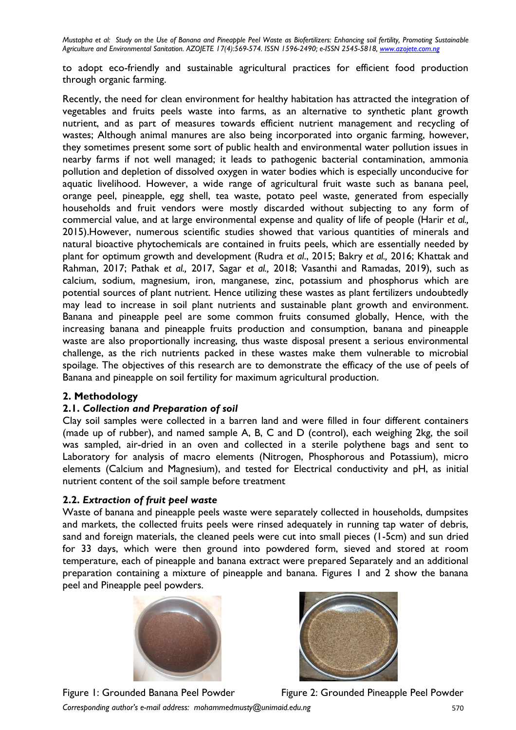to adopt eco-friendly and sustainable agricultural practices for efficient food production through organic farming.

Recently, the need for clean environment for healthy habitation has attracted the integration of vegetables and fruits peels waste into farms, as an alternative to synthetic plant growth nutrient, and as part of measures towards efficient nutrient management and recycling of wastes; Although animal manures are also being incorporated into organic farming, however, they sometimes present some sort of public health and environmental water pollution issues in nearby farms if not well managed; it leads to pathogenic bacterial contamination, ammonia pollution and depletion of dissolved oxygen in water bodies which is especially unconducive for aquatic livelihood. However, a wide range of agricultural fruit waste such as banana peel, orange peel, pineapple, egg shell, tea waste, potato peel waste, generated from especially households and fruit vendors were mostly discarded without subjecting to any form of commercial value, and at large environmental expense and quality of life of people (Harir *et al.,* 2015).However, numerous scientific studies showed that various quantities of minerals and natural bioactive phytochemicals are contained in fruits peels, which are essentially needed by plant for optimum growth and development (Rudra *et al*., 2015; Bakry *et al.,* 2016; Khattak and Rahman, 2017; Pathak *et al.,* 2017, Sagar *et al.,* 2018; Vasanthi and Ramadas, 2019), such as calcium, sodium, magnesium, iron, manganese, zinc, potassium and phosphorus which are potential sources of plant nutrient. Hence utilizing these wastes as plant fertilizers undoubtedly may lead to increase in soil plant nutrients and sustainable plant growth and environment. Banana and pineapple peel are some common fruits consumed globally, Hence, with the increasing banana and pineapple fruits production and consumption, banana and pineapple waste are also proportionally increasing, thus waste disposal present a serious environmental challenge, as the rich nutrients packed in these wastes make them vulnerable to microbial spoilage. The objectives of this research are to demonstrate the efficacy of the use of peels of Banana and pineapple on soil fertility for maximum agricultural production.

## 2. Methodology

### 2.1. *Collection and Preparation of soil*

Clay soil samples were collected in a barren land and were filled in four different containers (made up of rubber), and named sample A, B, C and D (control), each weighing 2kg, the soil was sampled, air-dried in an oven and collected in a sterile polythene bags and sent to Laboratory for analysis of macro elements (Nitrogen, Phosphorous and Potassium), micro elements (Calcium and Magnesium), and tested for Electrical conductivity and pH, as initial nutrient content of the soil sample before treatment

### 2.2. *Extraction of fruit peel waste*

Waste of banana and pineapple peels waste were separately collected in households, dumpsites and markets, the collected fruits peels were rinsed adequately in running tap water of debris, sand and foreign materials, the cleaned peels were cut into small pieces (1-5cm) and sun dried for 33 days, which were then ground into powdered form, sieved and stored at room temperature, each of pineapple and banana extract were prepared Separately and an additional preparation containing a mixture of pineapple and banana. Figures 1 and 2 show the banana peel and Pineapple peel powders.

Figure 1: Grounded Banana Peel Powder

Figure 2: Grounded Pineapple Peel Powder

*Corresponding author's e-mail address: mohammedmusty@unimaid.edu.ng*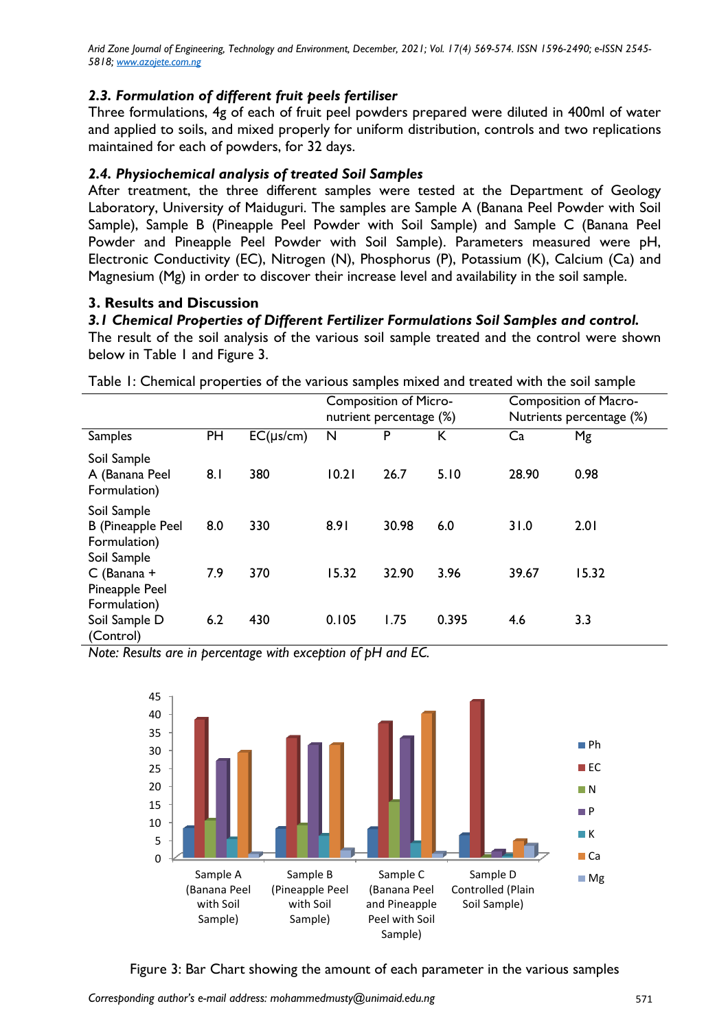### 2.3. Formulation of different fruit peels fertiliser

Three formulations, 4g of each of fruit peel powders prepared were diluted in 400ml of water and applied to soils, and mixed properly for uniform distribution, controls and two replications maintained for each of powders, for 32 days.

### 2.4. Physiochemical analysis of treated Soil Samples

After treatment, the three different samples were tested at the Department of Geology Laboratory, University of Maiduguri. The samples are Sample A (Banana Peel Powder with Soil Sample), Sample B (Pineapple Peel Powder with Soil Sample) and Sample C (Banana Peel Powder and Pineapple Peel Powder with Soil Sample). Parameters measured were pH, Electronic Conductivity (EC), Nitrogen (N), Phosphorus (P), Potassium (K), Calcium (Ca) and Magnesium (Mg) in order to discover their increase level and availability in the soil sample.

## 3. Results and Discussion

### 3.1 Chemical Properties of Different Fertilizer Formulations Soil Samples and control.

The result of the soil analysis of the various soil sample treated and the control were shown below in Table 1 and Figure 3.

Table 1: Chemical properties of the various samples mixed and treated with the soil sample

| | | | Composition of Micro-nutrient percentage (%) | | | Composition of Macro-Nutrients percentage (%) | |
|---|---|---|---|---|---|---|---|
| Samples | PH | EC(µs/cm) | N | P | K | Ca | Mg |
| Soil Sample A (Banana Peel Formulation) | 8.1 | 380 | 10.21 | 26.7 | 5.10 | 28.90 | 0.98 |
| Soil Sample B (Pineapple Peel Formulation) | 8.0 | 330 | 8.91 | 30.98 | 6.0 | 31.0 | 2.01 |
| Soil Sample C (Banana + Pineapple Peel Formulation) | 7.9 | 370 | 15.32 | 32.90 | 3.96 | 39.67 | 15.32 |
| Soil Sample D (Control) | 6.2 | 430 | 0.105 | 1.75 | 0.395 | 4.6 | 3.3 |

*Note: Results are in percentage with exception of pH and EC.*

Figure 3: Bar Chart showing the amount of each parameter in the various samples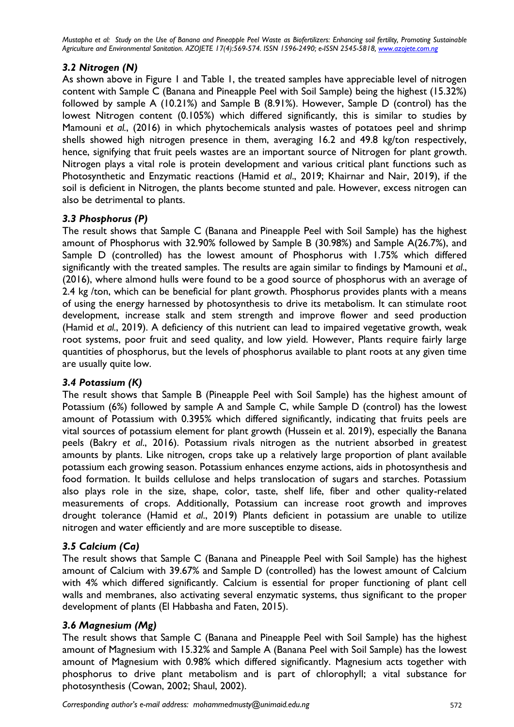### *3.2 Nitrogen (N)*

As shown above in Figure 1 and Table 1, the treated samples have appreciable level of nitrogen content with Sample C (Banana and Pineapple Peel with Soil Sample) being the highest (15.32%) followed by sample A (10.21%) and Sample B (8.91%). However, Sample D (control) has the lowest Nitrogen content (0.105%) which differed significantly, this is similar to studies by Mamouni *et al.*, (2016) in which phytochemicals analysis wastes of potatoes peel and shrimp shells showed high nitrogen presence in them, averaging 16.2 and 49.8 kg/ton respectively, hence, signifying that fruit peels wastes are an important source of Nitrogen for plant growth. Nitrogen plays a vital role is protein development and various critical plant functions such as Photosynthetic and Enzymatic reactions (Hamid *et al*., 2019; Khairnar and Nair, 2019), if the soil is deficient in Nitrogen, the plants become stunted and pale. However, excess nitrogen can also be detrimental to plants.

### *3.3 Phosphorus (P)*

The result shows that Sample C (Banana and Pineapple Peel with Soil Sample) has the highest amount of Phosphorus with 32.90% followed by Sample B (30.98%) and Sample A(26.7%), and Sample D (controlled) has the lowest amount of Phosphorus with 1.75% which differed significantly with the treated samples. The results are again similar to findings by Mamouni *et al*., (2016), where almond hulls were found to be a good source of phosphorus with an average of 2.4 kg /ton, which can be beneficial for plant growth. Phosphorus provides plants with a means of using the energy harnessed by photosynthesis to drive its metabolism. It can stimulate root development, increase stalk and stem strength and improve flower and seed production (Hamid *et al*., 2019). A deficiency of this nutrient can lead to impaired vegetative growth, weak root systems, poor fruit and seed quality, and low yield. However, Plants require fairly large quantities of phosphorus, but the levels of phosphorus available to plant roots at any given time are usually quite low.

### *3.4 Potassium (K)*

The result shows that Sample B (Pineapple Peel with Soil Sample) has the highest amount of Potassium (6%) followed by sample A and Sample C, while Sample D (control) has the lowest amount of Potassium with 0.395% which differed significantly, indicating that fruits peels are vital sources of potassium element for plant growth (Hussein et al. 2019), especially the Banana peels (Bakry *et al*., 2016). Potassium rivals nitrogen as the nutrient absorbed in greatest amounts by plants. Like nitrogen, crops take up a relatively large proportion of plant available potassium each growing season. Potassium enhances enzyme actions, aids in photosynthesis and food formation. It builds cellulose and helps translocation of sugars and starches. Potassium also plays role in the size, shape, color, taste, shelf life, fiber and other quality-related measurements of crops. Additionally, Potassium can increase root growth and improves drought tolerance (Hamid *et al*., 2019) Plants deficient in potassium are unable to utilize nitrogen and water efficiently and are more susceptible to disease.

### *3.5 Calcium (Ca)*

The result shows that Sample C (Banana and Pineapple Peel with Soil Sample) has the highest amount of Calcium with 39.67% and Sample D (controlled) has the lowest amount of Calcium with 4% which differed significantly. Calcium is essential for proper functioning of plant cell walls and membranes, also activating several enzymatic systems, thus significant to the proper development of plants (El Habbasha and Faten, 2015).

### *3.6 Magnesium (Mg)*

The result shows that Sample C (Banana and Pineapple Peel with Soil Sample) has the highest amount of Magnesium with 15.32% and Sample A (Banana Peel with Soil Sample) has the lowest amount of Magnesium with 0.98% which differed significantly. Magnesium acts together with phosphorus to drive plant metabolism and is part of chlorophyll; a vital substance for photosynthesis (Cowan, 2002; Shaul, 2002).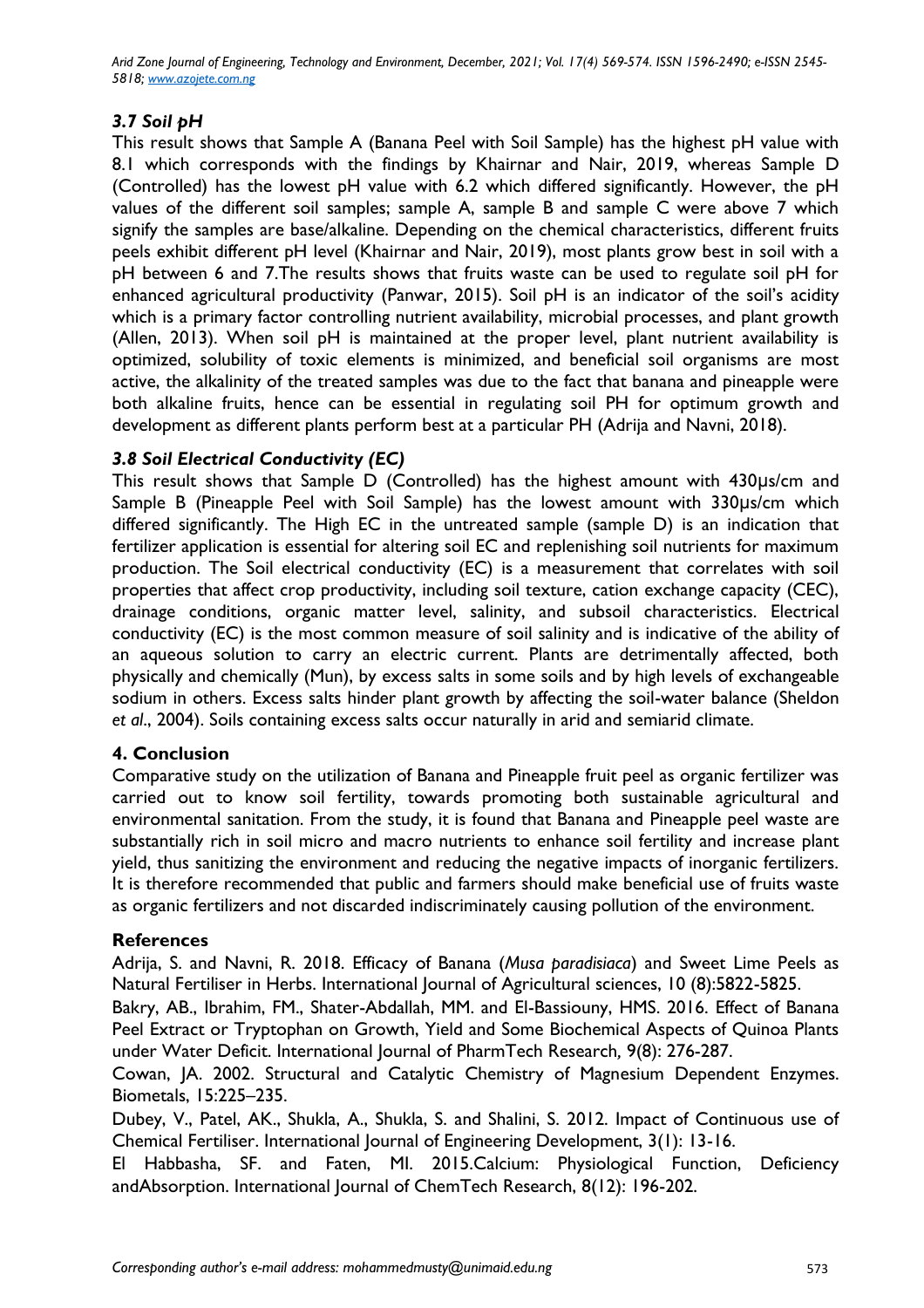### *3.7 Soil pH*

This result shows that Sample A (Banana Peel with Soil Sample) has the highest pH value with 8.1 which corresponds with the findings by Khairnar and Nair, 2019, whereas Sample D (Controlled) has the lowest pH value with 6.2 which differed significantly. However, the pH values of the different soil samples; sample A, sample B and sample C were above 7 which signify the samples are base/alkaline. Depending on the chemical characteristics, different fruits peels exhibit different pH level (Khairnar and Nair, 2019), most plants grow best in soil with a pH between 6 and 7.The results shows that fruits waste can be used to regulate soil pH for enhanced agricultural productivity (Panwar, 2015). Soil pH is an indicator of the soil's acidity which is a primary factor controlling nutrient availability, microbial processes, and plant growth (Allen, 2013). When soil pH is maintained at the proper level, plant nutrient availability is optimized, solubility of toxic elements is minimized, and beneficial soil organisms are most active, the alkalinity of the treated samples was due to the fact that banana and pineapple were both alkaline fruits, hence can be essential in regulating soil PH for optimum growth and development as different plants perform best at a particular PH (Adrija and Navni, 2018).

### *3.8 Soil Electrical Conductivity (EC)*

This result shows that Sample D (Controlled) has the highest amount with 430µs/cm and Sample B (Pineapple Peel with Soil Sample) has the lowest amount with 330µs/cm which differed significantly. The High EC in the untreated sample (sample D) is an indication that fertilizer application is essential for altering soil EC and replenishing soil nutrients for maximum production. The Soil electrical conductivity (EC) is a measurement that correlates with soil properties that affect crop productivity, including soil texture, cation exchange capacity (CEC), drainage conditions, organic matter level, salinity, and subsoil characteristics. Electrical conductivity (EC) is the most common measure of soil salinity and is indicative of the ability of an aqueous solution to carry an electric current. Plants are detrimentally affected, both physically and chemically (Mun), by excess salts in some soils and by high levels of exchangeable sodium in others. Excess salts hinder plant growth by affecting the soil-water balance (Sheldon *et al*., 2004). Soils containing excess salts occur naturally in arid and semiarid climate.

## 4. Conclusion

Comparative study on the utilization of Banana and Pineapple fruit peel as organic fertilizer was carried out to know soil fertility, towards promoting both sustainable agricultural and environmental sanitation. From the study, it is found that Banana and Pineapple peel waste are substantially rich in soil micro and macro nutrients to enhance soil fertility and increase plant yield, thus sanitizing the environment and reducing the negative impacts of inorganic fertilizers. It is therefore recommended that public and farmers should make beneficial use of fruits waste as organic fertilizers and not discarded indiscriminately causing pollution of the environment.

## References

Adrija, S. and Navni, R. 2018. Efficacy of Banana (*Musa paradisiaca*) and Sweet Lime Peels as Natural Fertiliser in Herbs. International Journal of Agricultural sciences, 10 (8):5822-5825.

Bakry, AB., Ibrahim, FM., Shater-Abdallah, MM. and El-Bassiouny, HMS. 2016. Effect of Banana Peel Extract or Tryptophan on Growth, Yield and Some Biochemical Aspects of Quinoa Plants under Water Deficit. International Journal of PharmTech Research*,* 9(8): 276-287.

Cowan, JA. 2002. Structural and Catalytic Chemistry of Magnesium Dependent Enzymes. Biometals, 15:225–235.

Dubey, V., Patel, AK., Shukla, A., Shukla, S. and Shalini, S. 2012. Impact of Continuous use of Chemical Fertiliser. International Journal of Engineering Development, 3(1): 13-16.

El Habbasha, SF. and Faten, MI. 2015.Calcium: Physiological Function, Deficiency andAbsorption. International Journal of ChemTech Research, 8(12): 196-202.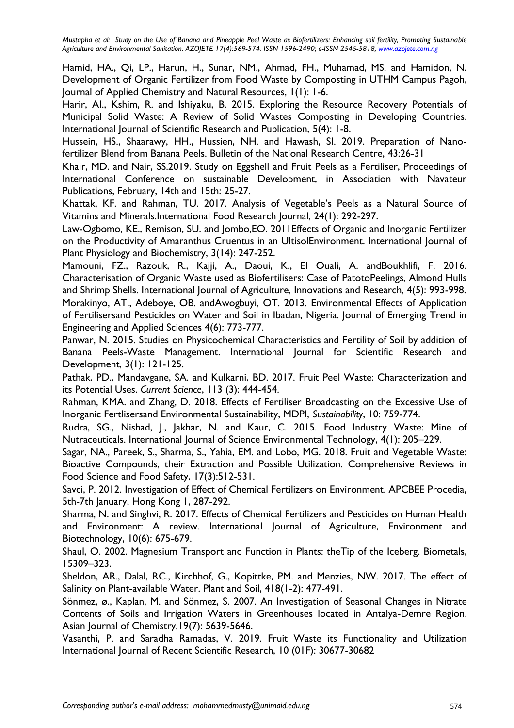Hamid, HA., Qi, LP., Harun, H., Sunar, NM., Ahmad, FH., Muhamad, MS. and Hamidon, N. Development of Organic Fertilizer from Food Waste by Composting in UTHM Campus Pagoh, Journal of Applied Chemistry and Natural Resources, 1(1): 1-6.

Harir, AI., Kshim, R. and Ishiyaku, B. 2015. Exploring the Resource Recovery Potentials of Municipal Solid Waste: A Review of Solid Wastes Composting in Developing Countries. International Journal of Scientific Research and Publication, 5(4): 1-8.

Hussein, HS., Shaarawy, HH., Hussien, NH. and Hawash, SI. 2019. Preparation of Nano-fertilizer Blend from Banana Peels. Bulletin of the National Research Centre, 43:26-31

Khair, MD. and Nair, SS.2019. Study on Eggshell and Fruit Peels as a Fertiliser, Proceedings of International Conference on sustainable Development, in Association with Navateur Publications, February, 14th and 15th: 25-27.

Khattak, KF. and Rahman, TU. 2017. Analysis of Vegetable's Peels as a Natural Source of Vitamins and Minerals.International Food Research Journal, 24(1): 292-297.

Law-Ogbomo, KE., Remison, SU. and Jombo,EO. 2011Effects of Organic and Inorganic Fertilizer on the Productivity of Amaranthus Cruentus in an UltisolEnvironment. International Journal of Plant Physiology and Biochemistry, 3(14): 247-252.

Mamouni, FZ., Razouk, R., Kajji, A., Daoui, K., El Ouali, A. andBoukhlifi, F. 2016. Characterisation of Organic Waste used as Biofertilisers: Case of PatotoPeelings, Almond Hulls and Shrimp Shells. International Journal of Agriculture, Innovations and Research, 4(5): 993-998.

Morakinyo, AT., Adeboye, OB. andAwogbuyi, OT. 2013. Environmental Effects of Application of Fertilisersand Pesticides on Water and Soil in Ibadan, Nigeria. Journal of Emerging Trend in Engineering and Applied Sciences 4(6): 773-777.

Panwar, N. 2015. Studies on Physicochemical Characteristics and Fertility of Soil by addition of Banana Peels-Waste Management. International Journal for Scientific Research and Development, 3(1): 121-125.

Pathak, PD., Mandavgane, SA. and Kulkarni, BD. 2017. Fruit Peel Waste: Characterization and its Potential Uses. *Current Science*, 113 (3): 444-454.

Rahman, KMA. and Zhang, D. 2018. Effects of Fertiliser Broadcasting on the Excessive Use of Inorganic Fertlisersand Environmental Sustainability, MDPI, *Sustainability*, 10: 759-774.

Rudra, SG., Nishad, J., Jakhar, N. and Kaur, C. 2015. Food Industry Waste: Mine of Nutraceuticals. International Journal of Science Environmental Technology, 4(1): 205–229.

Sagar, NA., Pareek, S., Sharma, S., Yahia, EM. and Lobo, MG. 2018. Fruit and Vegetable Waste: Bioactive Compounds, their Extraction and Possible Utilization. Comprehensive Reviews in Food Science and Food Safety, 17(3):512-531.

Savci, P. 2012. Investigation of Effect of Chemical Fertilizers on Environment. APCBEE Procedia, 5th-7th January, Hong Kong 1, 287-292.

Sharma, N. and Singhvi, R. 2017. Effects of Chemical Fertilizers and Pesticides on Human Health and Environment: A review. International Journal of Agriculture, Environment and Biotechnology, 10(6): 675-679.

Shaul, O. 2002. Magnesium Transport and Function in Plants: theTip of the Iceberg. Biometals, 15309–323.

Sheldon, AR., Dalal, RC., Kirchhof, G., Kopittke, PM. and Menzies, NW. 2017. The effect of Salinity on Plant-available Water. Plant and Soil, 418(1-2): 477-491.

Sönmez, ø., Kaplan, M. and Sönmez, S. 2007. An Investigation of Seasonal Changes in Nitrate Contents of Soils and Irrigation Waters in Greenhouses located in Antalya-Demre Region. Asian Journal of Chemistry,19(7): 5639-5646.

Vasanthi, P. and Saradha Ramadas, V. 2019. Fruit Waste its Functionality and Utilization International Journal of Recent Scientific Research, 10 (01F): 30677-30682

*Corresponding author's e-mail address: mohammedmusty@unimaid.edu.ng*